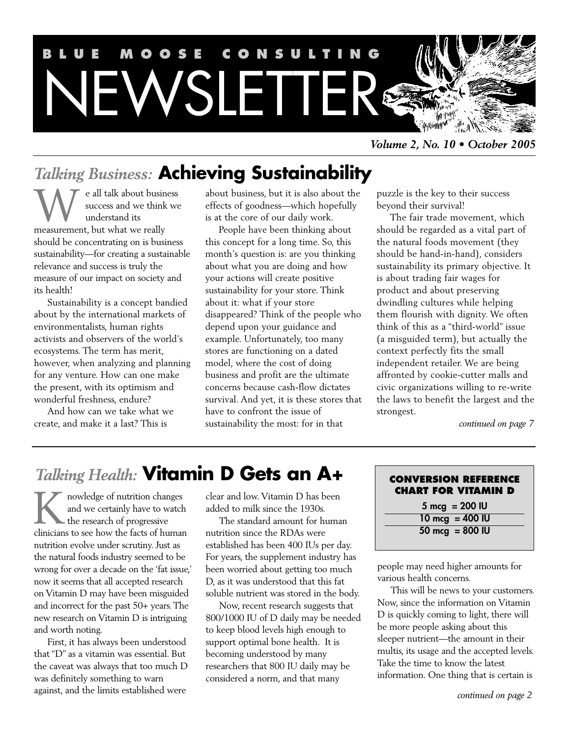# BLUE MOOSE CONSULTING NEWSLETTER

*Volume 2, No. 10 • October 2005*

## *Talking Business:* Achieving Sustainability

We all talk about business success and we think we understand its measurement, but what we really should be concentrating on is business sustainability—for creating a sustainable relevance and success is truly the measure of our impact on society and its health!

Sustainability is a concept bandied about by the international markets of environmentalists, human rights activists and observers of the world's ecosystems. The term has merit, however, when analyzing and planning for any venture. How can one make the present, with its optimism and wonderful freshness, endure?

And how can we take what we create, and make it a last? This is about business, but it is also about the effects of goodness—which hopefully is at the core of our daily work.

People have been thinking about this concept for a long time. So, this month's question is: are you thinking about what you are doing and how your actions will create positive sustainability for your store. Think about it: what if your store disappeared? Think of the people who depend upon your guidance and example. Unfortunately, too many stores are functioning on a dated model, where the cost of doing business and profit are the ultimate concerns because cash-flow dictates survival. And yet, it is these stores that have to confront the issue of sustainability the most: for in that puzzle is the key to their success beyond their survival!

The fair trade movement, which should be regarded as a vital part of the natural foods movement (they should be hand-in-hand), considers sustainability its primary objective. It is about trading fair wages for product and about preserving dwindling cultures while helping them flourish with dignity. We often think of this as a "third-world" issue (a misguided term), but actually the context perfectly fits the small independent retailer. We are being affronted by cookie-cutter malls and civic organizations willing to re-write the laws to benefit the largest and the strongest.

*continued on page 7*

## *Talking Health:* Vitamin D Gets an A+

Knowledge of nutrition changes and we certainly have to watch the research of progressive clinicians to see how the facts of human nutrition evolve under scrutiny. Just as the natural foods industry seemed to be wrong for over a decade on the 'fat issue,' now it seems that all accepted research on Vitamin D may have been misguided and incorrect for the past 50+ years. The new research on Vitamin D is intriguing and worth noting.

First, it has always been understood that "D" as a vitamin was essential. But the caveat was always that too much D was definitely something to warn against, and the limits established were clear and low. Vitamin D has been added to milk since the 1930s.

The standard amount for human nutrition since the RDAs were established has been 400 IUs per day. For years, the supplement industry has been worried about getting too much D, as it was understood that this fat soluble nutrient was stored in the body.

Now, recent research suggests that 800/1000 IU of D daily may be needed to keep blood levels high enough to support optimal bone health. It is becoming understood by many researchers that 800 IU daily may be considered a norm, and that many people may need higher amounts for various health concerns.

**CONVERSION REFERENCE CHART FOR VITAMIN D**

| mcg | IU |
|---|---|
| 5 mcg | = 200 IU |
| 10 mcg | = 400 IU |
| 50 mcg | = 800 IU |

This will be news to your customers. Now, since the information on Vitamin D is quickly coming to light, there will be more people asking about this sleeper nutrient—the amount in their multis, its usage and the accepted levels. Take the time to know the latest information. One thing that is certain is

*continued on page 2*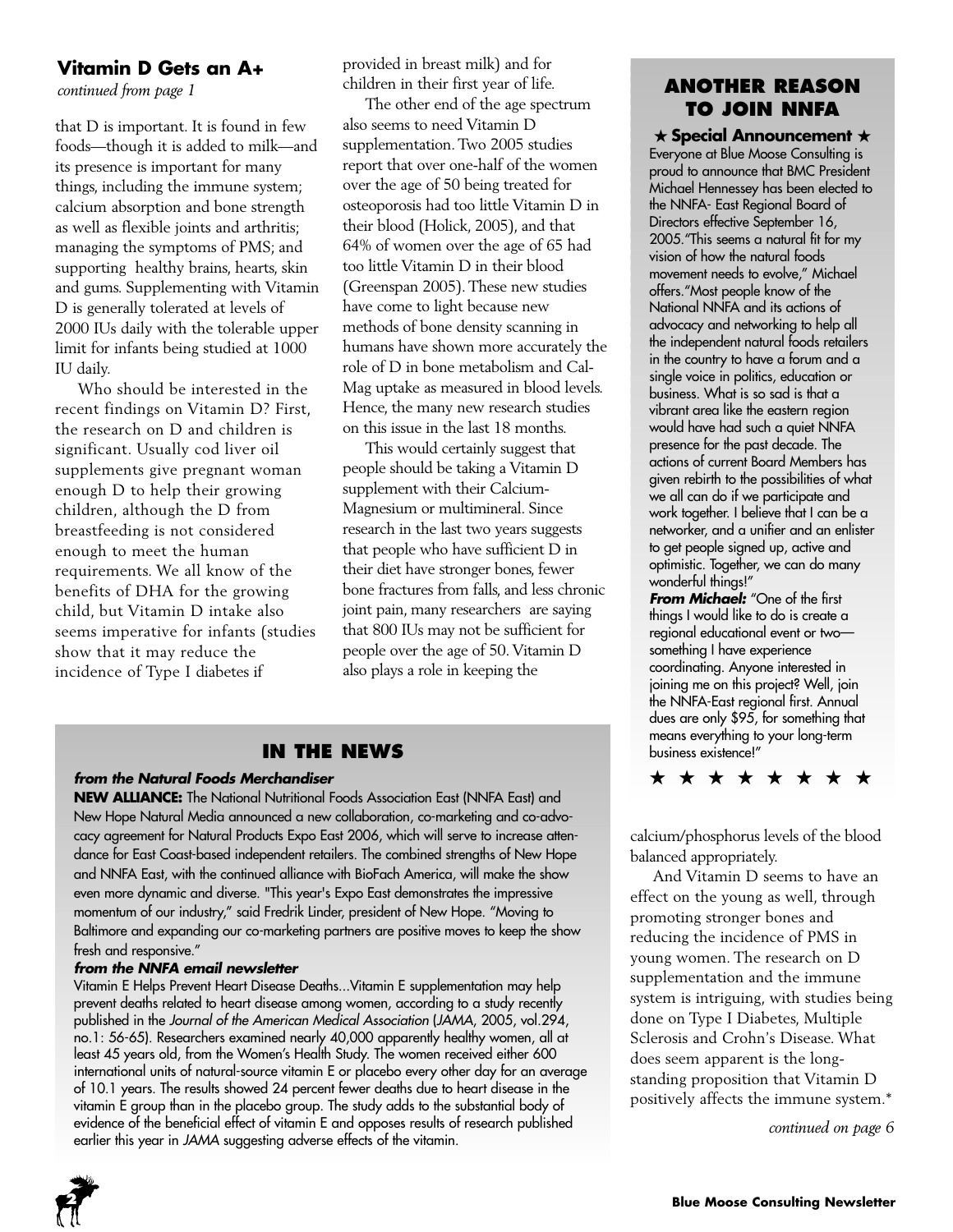## Vitamin D Gets an A+

*continued from page 1*

that D is important. It is found in few foods—though it is added to milk—and its presence is important for many things, including the immune system; calcium absorption and bone strength as well as flexible joints and arthritis; managing the symptoms of PMS; and supporting healthy brains, hearts, skin and gums. Supplementing with Vitamin D is generally tolerated at levels of 2000 IUs daily with the tolerable upper limit for infants being studied at 1000 IU daily.

Who should be interested in the recent findings on Vitamin D? First, the research on D and children is significant. Usually cod liver oil supplements give pregnant woman enough D to help their growing children, although the D from breastfeeding is not considered enough to meet the human requirements. We all know of the benefits of DHA for the growing child, but Vitamin D intake also seems imperative for infants (studies show that it may reduce the incidence of Type I diabetes if provided in breast milk) and for children in their first year of life.

The other end of the age spectrum also seems to need Vitamin D supplementation. Two 2005 studies report that over one-half of the women over the age of 50 being treated for osteoporosis had too little Vitamin D in their blood (Holick, 2005), and that 64% of women over the age of 65 had too little Vitamin D in their blood (Greenspan 2005). These new studies have come to light because new methods of bone density scanning in humans have shown more accurately the role of D in bone metabolism and Cal-Mag uptake as measured in blood levels. Hence, the many new research studies on this issue in the last 18 months.

This would certainly suggest that people should be taking a Vitamin D supplement with their Calcium-Magnesium or multimineral. Since research in the last two years suggests that people who have sufficient D in their diet have stronger bones, fewer bone fractures from falls, and less chronic joint pain, many researchers are saying that 800 IUs may not be sufficient for people over the age of 50. Vitamin D also plays a role in keeping the calcium/phosphorus levels of the blood balanced appropriately.

And Vitamin D seems to have an effect on the young as well, through promoting stronger bones and reducing the incidence of PMS in young women. The research on D supplementation and the immune system is intriguing, with studies being done on Type I Diabetes, Multiple Sclerosis and Crohn's Disease. What does seem apparent is the long-standing proposition that Vitamin D positively affects the immune system.*

*continued on page 6*

## ANOTHER REASON TO JOIN NNFA

**★ Special Announcement ★**

Everyone at Blue Moose Consulting is proud to announce that BMC President Michael Hennessey has been elected to the NNFA- East Regional Board of Directors effective September 16, 2005."This seems a natural fit for my vision of how the natural foods movement needs to evolve," Michael offers."Most people know of the National NNFA and its actions of advocacy and networking to help all the independent natural foods retailers in the country to have a forum and a single voice in politics, education or business. What is so sad is that a vibrant area like the eastern region would have had such a quiet NNFA presence for the past decade. The actions of current Board Members has given rebirth to the possibilities of what we all can do if we participate and work together. I believe that I can be a networker, and a unifier and an enlister to get people signed up, active and optimistic. Together, we can do many wonderful things!"

***From Michael:*** "One of the first things I would like to do is create a regional educational event or two—something I have experience coordinating. Anyone interested in joining me on this project? Well, join the NNFA-East regional first. Annual dues are only $95, for something that means everything to your long-term business existence!"

★ ★ ★ ★ ★ ★ ★ ★

## IN THE NEWS

***from the Natural Foods Merchandiser***

**NEW ALLIANCE:** The National Nutritional Foods Association East (NNFA East) and New Hope Natural Media announced a new collaboration, co-marketing and co-advocacy agreement for Natural Products Expo East 2006, which will serve to increase attendance for East Coast-based independent retailers. The combined strengths of New Hope and NNFA East, with the continued alliance with BioFach America, will make the show even more dynamic and diverse. "This year's Expo East demonstrates the impressive momentum of our industry," said Fredrik Linder, president of New Hope. "Moving to Baltimore and expanding our co-marketing partners are positive moves to keep the show fresh and responsive."

***from the NNFA email newsletter***

Vitamin E Helps Prevent Heart Disease Deaths...Vitamin E supplementation may help prevent deaths related to heart disease among women, according to a study recently published in the *Journal of the American Medical Association* (*JAMA*, 2005, vol.294, no.1: 56-65). Researchers examined nearly 40,000 apparently healthy women, all at least 45 years old, from the Women's Health Study. The women received either 600 international units of natural-source vitamin E or placebo every other day for an average of 10.1 years. The results showed 24 percent fewer deaths due to heart disease in the vitamin E group than in the placebo group. The study adds to the substantial body of evidence of the beneficial effect of vitamin E and opposes results of research published earlier this year in *JAMA* suggesting adverse effects of the vitamin.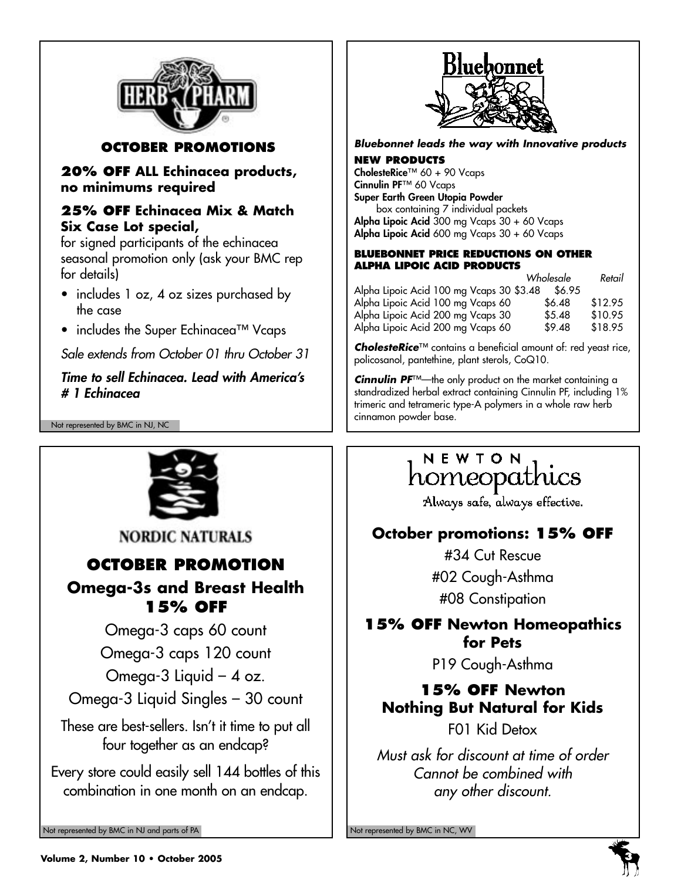## HERB PHARM

### OCTOBER PROMOTIONS

**20% OFF ALL Echinacea products, no minimums required**

**25% OFF Echinacea Mix & Match Six Case Lot special,**
for signed participants of the echinacea seasonal promotion only (ask your BMC rep for details)

- includes 1 oz, 4 oz sizes purchased by the case
- includes the Super Echinacea™ Vcaps

*Sale extends from October 01 thru October 31*

***Time to sell Echinacea. Lead with America's # 1 Echinacea***

Not represented by BMC in NJ, NC

## Bluebonnet

***Bluebonnet leads the way with Innovative products***

**NEW PRODUCTS**

**CholesteRice**™ 60 + 90 Vcaps
**Cinnulin PF**™ 60 Vcaps
**Super Earth Green Utopia Powder**
box containing 7 individual packets
**Alpha Lipoic Acid** 300 mg Vcaps 30 + 60 Vcaps
**Alpha Lipoic Acid** 600 mg Vcaps 30 + 60 Vcaps

**BLUEBONNET PRICE REDUCTIONS ON OTHER ALPHA LIPOIC ACID PRODUCTS**

| | *Wholesale* | *Retail* |
|---|---|---|
| Alpha Lipoic Acid 100 mg Vcaps 30 | $3.48 | $6.95 |
| Alpha Lipoic Acid 100 mg Vcaps 60 | $6.48 | $12.95 |
| Alpha Lipoic Acid 200 mg Vcaps 30 | $5.48 | $10.95 |
| Alpha Lipoic Acid 200 mg Vcaps 60 | $9.48 | $18.95 |

***CholesteRice***™ contains a beneficial amount of: red yeast rice, policosanol, pantethine, plant sterols, CoQ10.

***Cinnulin PF***™—the only product on the market containing a standradized herbal extract containing Cinnulin PF, including 1% trimeric and tetrameric type-A polymers in a whole raw herb cinnamon powder base.

## NORDIC NATURALS

### OCTOBER PROMOTION

### Omega-3s and Breast Health 15% OFF

Omega-3 caps 60 count
Omega-3 caps 120 count
Omega-3 Liquid – 4 oz.
Omega-3 Liquid Singles – 30 count

These are best-sellers. Isn't it time to put all four together as an endcap?

Every store could easily sell 144 bottles of this combination in one month on an endcap.

Not represented by BMC in NJ and parts of PA

## NEWTON homeopathics

Always safe, always effective.

### October promotions: 15% OFF

#34 Cut Rescue
#02 Cough-Asthma
#08 Constipation

### 15% OFF Newton Homeopathics for Pets

P19 Cough-Asthma

### 15% OFF Newton Nothing But Natural for Kids

F01 Kid Detox

*Must ask for discount at time of order Cannot be combined with any other discount.*

Not represented by BMC in NC, WV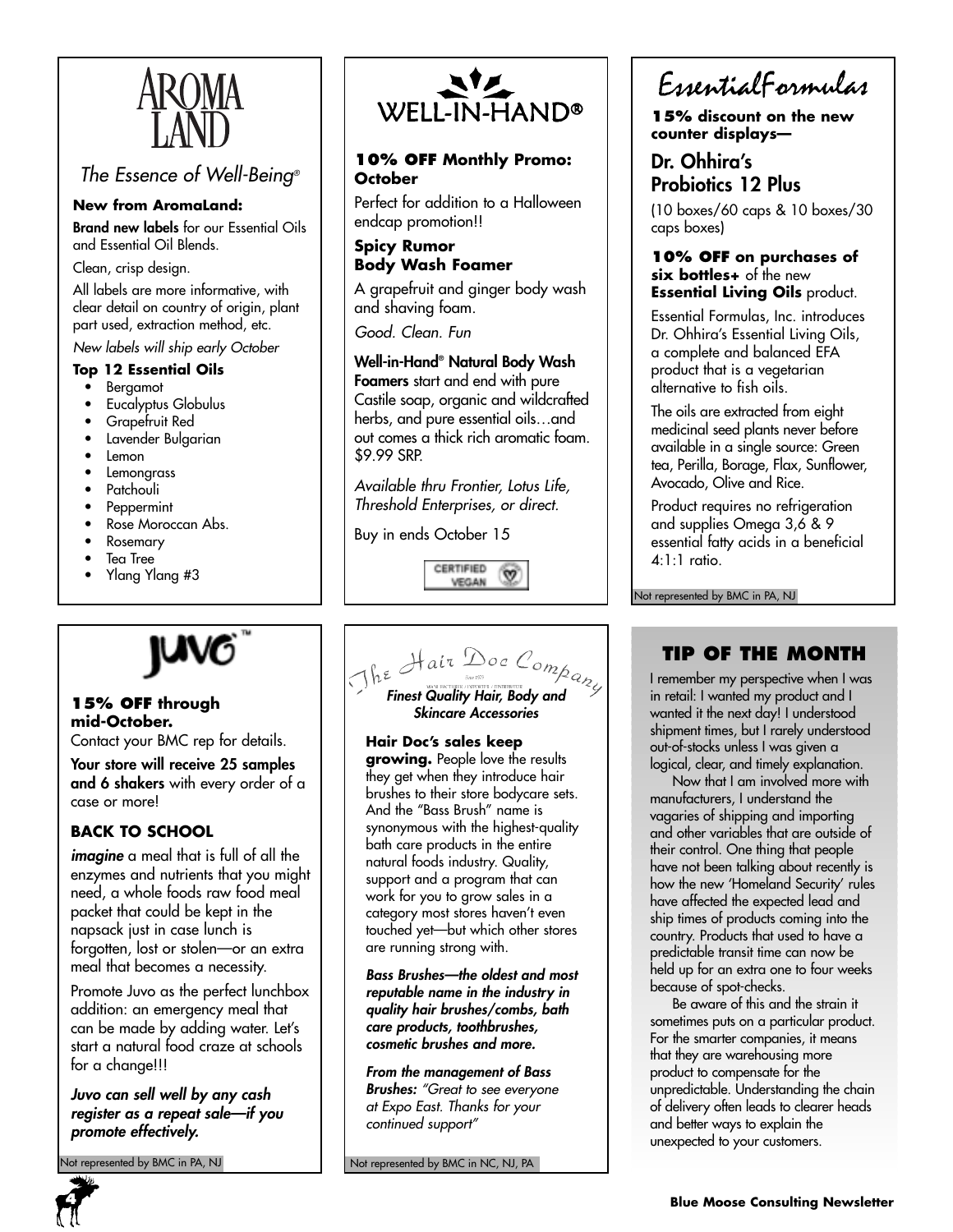# AROMA LAND

*The Essence of Well-Being®*

**New from AromaLand:**

**Brand new labels** for our Essential Oils and Essential Oil Blends.

Clean, crisp design.

All labels are more informative, with clear detail on country of origin, plant part used, extraction method, etc.

*New labels will ship early October*

**Top 12 Essential Oils**

- Bergamot
- Eucalyptus Globulus
- Grapefruit Red
- Lavender Bulgarian
- Lemon
- Lemongrass
- Patchouli
- Peppermint
- Rose Moroccan Abs.
- Rosemary
- Tea Tree
- Ylang Ylang #3

# WELL-IN-HAND®

**10% OFF Monthly Promo: October**

Perfect for addition to a Halloween endcap promotion!!

**Spicy Rumor Body Wash Foamer**

A grapefruit and ginger body wash and shaving foam.

*Good. Clean. Fun*

**Well-in-Hand® Natural Body Wash Foamers** start and end with pure Castile soap, organic and wildcrafted herbs, and pure essential oils…and out comes a thick rich aromatic foam. $9.99 SRP.

*Available thru Frontier, Lotus Life, Threshold Enterprises, or direct.*

Buy in ends October 15

CERTIFIED VEGAN

# EssentialFormulas

**15% discount on the new counter displays—**

## Dr. Ohhira's Probiotics 12 Plus

(10 boxes/60 caps & 10 boxes/30 caps boxes)

**10% OFF on purchases of six bottles+** of the new **Essential Living Oils** product.

Essential Formulas, Inc. introduces Dr. Ohhira's Essential Living Oils, a complete and balanced EFA product that is a vegetarian alternative to fish oils.

The oils are extracted from eight medicinal seed plants never before available in a single source: Green tea, Perilla, Borage, Flax, Sunflower, Avocado, Olive and Rice.

Product requires no refrigeration and supplies Omega 3,6 & 9 essential fatty acids in a beneficial 4:1:1 ratio.

Not represented by BMC in PA, NJ

# JUVO™

**15% OFF through mid-October.**

Contact your BMC rep for details.

**Your store will receive 25 samples and 6 shakers** with every order of a case or more!

**BACK TO SCHOOL**

***imagine*** a meal that is full of all the enzymes and nutrients that you might need, a whole foods raw food meal packet that could be kept in the napsack just in case lunch is forgotten, lost or stolen—or an extra meal that becomes a necessity.

Promote Juvo as the perfect lunchbox addition: an emergency meal that can be made by adding water. Let's start a natural food craze at schools for a change!!!

***Juvo can sell well by any cash register as a repeat sale—if you promote effectively.***

Not represented by BMC in PA, NJ

# The Hair Doc Company

***Finest Quality Hair, Body and Skincare Accessories***

**Hair Doc's sales keep growing.** People love the results they get when they introduce hair brushes to their store bodycare sets. And the "Bass Brush" name is synonymous with the highest-quality bath care products in the entire natural foods industry. Quality, support and a program that can work for you to grow sales in a category most stores haven't even touched yet—but which other stores are running strong with.

***Bass Brushes—the oldest and most reputable name in the industry in quality hair brushes/combs, bath care products, toothbrushes, cosmetic brushes and more.***

***From the management of Bass Brushes:*** *"Great to see everyone at Expo East. Thanks for your continued support"*

Not represented by BMC in NC, NJ, PA

## TIP OF THE MONTH

I remember my perspective when I was in retail: I wanted my product and I wanted it the next day! I understood shipment times, but I rarely understood out-of-stocks unless I was given a logical, clear, and timely explanation.

Now that I am involved more with manufacturers, I understand the vagaries of shipping and importing and other variables that are outside of their control. One thing that people have not been talking about recently is how the new 'Homeland Security' rules have affected the expected lead and ship times of products coming into the country. Products that used to have a predictable transit time can now be held up for an extra one to four weeks because of spot-checks.

Be aware of this and the strain it sometimes puts on a particular product. For the smarter companies, it means that they are warehousing more product to compensate for the unpredictable. Understanding the chain of delivery often leads to clearer heads and better ways to explain the unexpected to your customers.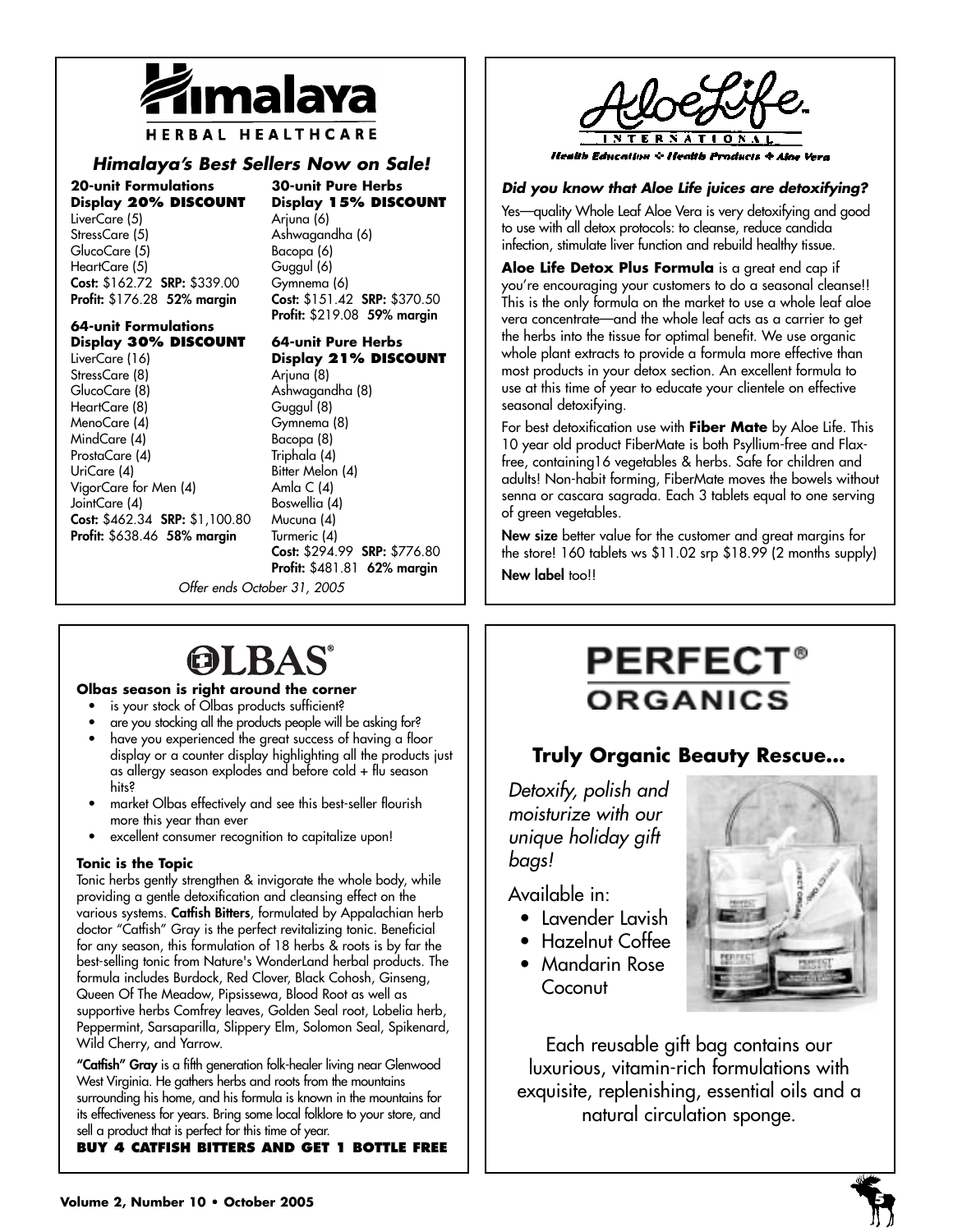# Himalaya

HERBAL HEALTHCARE

### *Himalaya's Best Sellers Now on Sale!*

**20-unit Formulations Display 20% DISCOUNT**
LiverCare (5)
StressCare (5)
GlucoCare (5)
HeartCare (5)
**Cost:** $162.72 **SRP:** $339.00
**Profit:** $176.28 **52% margin**

**64-unit Formulations Display 30% DISCOUNT**
LiverCare (16)
StressCare (8)
GlucoCare (8)
HeartCare (8)
MenoCare (4)
MindCare (4)
ProstaCare (4)
UriCare (4)
VigorCare for Men (4)
JointCare (4)
**Cost:** $462.34 **SRP:** $1,100.80
**Profit:** $638.46 **58% margin**

**30-unit Pure Herbs Display 15% DISCOUNT**
Arjuna (6)
Ashwagandha (6)
Bacopa (6)
Guggul (6)
Gymnema (6)
**Cost:** $151.42 **SRP:** $370.50
**Profit:** $219.08 **59% margin**

**64-unit Pure Herbs Display 21% DISCOUNT**
Arjuna (8)
Ashwagandha (8)
Guggul (8)
Gymnema (8)
Bacopa (8)
Triphala (4)
Bitter Melon (4)
Amla C (4)
Boswellia (4)
Mucuna (4)
Turmeric (4)
**Cost:** $294.99 **SRP:** $776.80
**Profit:** $481.81 **62% margin**

*Offer ends October 31, 2005*

# AloeLife INTERNATIONAL

*Health Education ✧ Health Products ✧ Aloe Vera*

***Did you know that Aloe Life juices are detoxifying?***

Yes—quality Whole Leaf Aloe Vera is very detoxifying and good to use with all detox protocols: to cleanse, reduce candida infection, stimulate liver function and rebuild healthy tissue.

**Aloe Life Detox Plus Formula** is a great end cap if you're encouraging your customers to do a seasonal cleanse!! This is the only formula on the market to use a whole leaf aloe vera concentrate—and the whole leaf acts as a carrier to get the herbs into the tissue for optimal benefit. We use organic whole plant extracts to provide a formula more effective than most products in your detox section. An excellent formula to use at this time of year to educate your clientele on effective seasonal detoxifying.

For best detoxification use with **Fiber Mate** by Aloe Life. This 10 year old product FiberMate is both Psyllium-free and Flax-free, containing16 vegetables & herbs. Safe for children and adults! Non-habit forming, FiberMate moves the bowels without senna or cascara sagrada. Each 3 tablets equal to one serving of green vegetables.

**New size** better value for the customer and great margins for the store! 160 tablets ws $11.02 srp $18.99 (2 months supply)

**New label** too!!

# OLBAS®

**Olbas season is right around the corner**

- is your stock of Olbas products sufficient?
- are you stocking all the products people will be asking for?
- have you experienced the great success of having a floor display or a counter display highlighting all the products just as allergy season explodes and before cold + flu season hits?
- market Olbas effectively and see this best-seller flourish more this year than ever
- excellent consumer recognition to capitalize upon!

**Tonic is the Topic**

Tonic herbs gently strengthen & invigorate the whole body, while providing a gentle detoxification and cleansing effect on the various systems. **Catfish Bitters**, formulated by Appalachian herb doctor "Catfish" Gray is the perfect revitalizing tonic. Beneficial for any season, this formulation of 18 herbs & roots is by far the best-selling tonic from Nature's WonderLand herbal products. The formula includes Burdock, Red Clover, Black Cohosh, Ginseng, Queen Of The Meadow, Pipsissewa, Blood Root as well as supportive herbs Comfrey leaves, Golden Seal root, Lobelia herb, Peppermint, Sarsaparilla, Slippery Elm, Solomon Seal, Spikenard, Wild Cherry, and Yarrow.

**"Catfish" Gray** is a fifth generation folk-healer living near Glenwood West Virginia. He gathers herbs and roots from the mountains surrounding his home, and his formula is known in the mountains for its effectiveness for years. Bring some local folklore to your store, and sell a product that is perfect for this time of year.

**BUY 4 CATFISH BITTERS AND GET 1 BOTTLE FREE**

# PERFECT® ORGANICS

### Truly Organic Beauty Rescue...

*Detoxify, polish and moisturize with our unique holiday gift bags!*

Available in:

- Lavender Lavish
- Hazelnut Coffee
- Mandarin Rose Coconut

Each reusable gift bag contains our luxurious, vitamin-rich formulations with exquisite, replenishing, essential oils and a natural circulation sponge.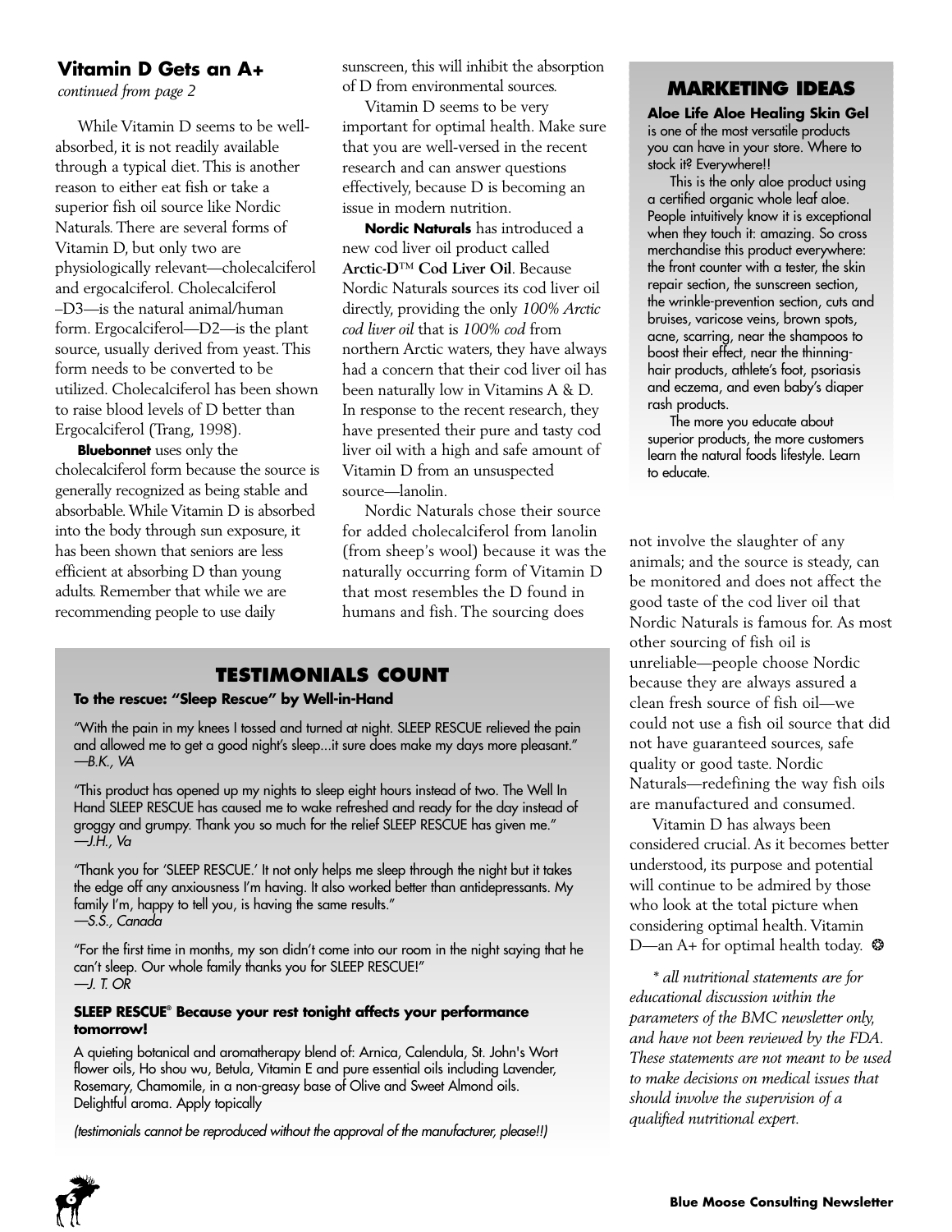## Vitamin D Gets an A+

*continued from page 2*

While Vitamin D seems to be well-absorbed, it is not readily available through a typical diet. This is another reason to either eat fish or take a superior fish oil source like Nordic Naturals. There are several forms of Vitamin D, but only two are physiologically relevant—cholecalciferol and ergocalciferol. Cholecalciferol –D3—is the natural animal/human form. Ergocalciferol—D2—is the plant source, usually derived from yeast. This form needs to be converted to be utilized. Cholecalciferol has been shown to raise blood levels of D better than Ergocalciferol (Trang, 1998).

**Bluebonnet** uses only the cholecalciferol form because the source is generally recognized as being stable and absorbable. While Vitamin D is absorbed into the body through sun exposure, it has been shown that seniors are less efficient at absorbing D than young adults. Remember that while we are recommending people to use daily sunscreen, this will inhibit the absorption of D from environmental sources.

Vitamin D seems to be very important for optimal health. Make sure that you are well-versed in the recent research and can answer questions effectively, because D is becoming an issue in modern nutrition.

**Nordic Naturals** has introduced a new cod liver oil product called **Arctic-D™ Cod Liver Oil**. Because Nordic Naturals sources its cod liver oil directly, providing the only *100% Arctic cod liver oil* that is *100% cod* from northern Arctic waters, they have always had a concern that their cod liver oil has been naturally low in Vitamins A & D. In response to the recent research, they have presented their pure and tasty cod liver oil with a high and safe amount of Vitamin D from an unsuspected source—lanolin.

Nordic Naturals chose their source for added cholecalciferol from lanolin (from sheep's wool) because it was the naturally occurring form of Vitamin D that most resembles the D found in humans and fish. The sourcing does not involve the slaughter of any animals; and the source is steady, can be monitored and does not affect the good taste of the cod liver oil that Nordic Naturals is famous for. As most other sourcing of fish oil is unreliable—people choose Nordic because they are always assured a clean fresh source of fish oil—we could not use a fish oil source that did not have guaranteed sources, safe quality or good taste. Nordic Naturals—redefining the way fish oils are manufactured and consumed.

Vitamin D has always been considered crucial. As it becomes better understood, its purpose and potential will continue to be admired by those who look at the total picture when considering optimal health. Vitamin D—an A+ for optimal health today. ❂

*\* all nutritional statements are for educational discussion within the parameters of the BMC newsletter only, and have not been reviewed by the FDA. These statements are not meant to be used to make decisions on medical issues that should involve the supervision of a qualified nutritional expert.*

## MARKETING IDEAS

**Aloe Life Aloe Healing Skin Gel** is one of the most versatile products you can have in your store. Where to stock it? Everywhere!!

This is the only aloe product using a certified organic whole leaf aloe. People intuitively know it is exceptional when they touch it: amazing. So cross merchandise this product everywhere: the front counter with a tester, the skin repair section, the sunscreen section, the wrinkle-prevention section, cuts and bruises, varicose veins, brown spots, acne, scarring, near the shampoos to boost their effect, near the thinning-hair products, athlete's foot, psoriasis and eczema, and even baby's diaper rash products.

The more you educate about superior products, the more customers learn the natural foods lifestyle. Learn to educate.

## TESTIMONIALS COUNT

**To the rescue: "Sleep Rescue" by Well-in-Hand**

"With the pain in my knees I tossed and turned at night. SLEEP RESCUE relieved the pain and allowed me to get a good night's sleep...it sure does make my days more pleasant."
*—B.K., VA*

"This product has opened up my nights to sleep eight hours instead of two. The Well In Hand SLEEP RESCUE has caused me to wake refreshed and ready for the day instead of groggy and grumpy. Thank you so much for the relief SLEEP RESCUE has given me."
*—J.H., Va*

"Thank you for 'SLEEP RESCUE.' It not only helps me sleep through the night but it takes the edge off any anxiousness I'm having. It also worked better than antidepressants. My family I'm, happy to tell you, is having the same results."
*—S.S., Canada*

"For the first time in months, my son didn't come into our room in the night saying that he can't sleep. Our whole family thanks you for SLEEP RESCUE!"
*—J. T. OR*

**SLEEP RESCUE® Because your rest tonight affects your performance tomorrow!**

A quieting botanical and aromatherapy blend of: Arnica, Calendula, St. John's Wort flower oils, Ho shou wu, Betula, Vitamin E and pure essential oils including Lavender, Rosemary, Chamomile, in a non-greasy base of Olive and Sweet Almond oils. Delightful aroma. Apply topically

*(testimonials cannot be reproduced without the approval of the manufacturer, please!!)*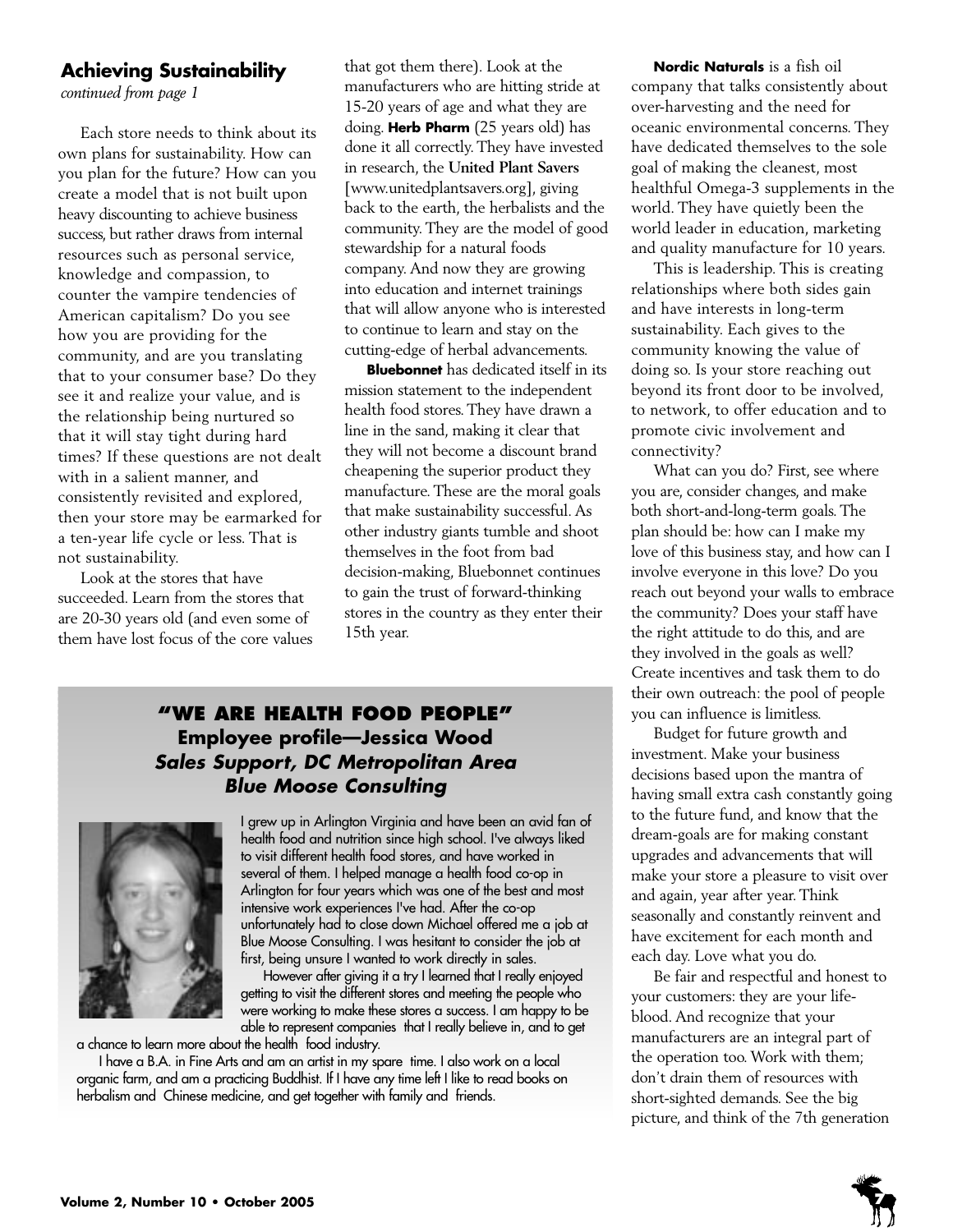## Achieving Sustainability

*continued from page 1*

Each store needs to think about its own plans for sustainability. How can you plan for the future? How can you create a model that is not built upon heavy discounting to achieve business success, but rather draws from internal resources such as personal service, knowledge and compassion, to counter the vampire tendencies of American capitalism? Do you see how you are providing for the community, and are you translating that to your consumer base? Do they see it and realize your value, and is the relationship being nurtured so that it will stay tight during hard times? If these questions are not dealt with in a salient manner, and consistently revisited and explored, then your store may be earmarked for a ten-year life cycle or less. That is not sustainability.

Look at the stores that have succeeded. Learn from the stores that are 20-30 years old (and even some of them have lost focus of the core values that got them there). Look at the manufacturers who are hitting stride at 15-20 years of age and what they are doing. **Herb Pharm** (25 years old) has done it all correctly. They have invested in research, the **United Plant Savers** [www.unitedplantsavers.org], giving back to the earth, the herbalists and the community. They are the model of good stewardship for a natural foods company. And now they are growing into education and internet trainings that will allow anyone who is interested to continue to learn and stay on the cutting-edge of herbal advancements.

**Bluebonnet** has dedicated itself in its mission statement to the independent health food stores. They have drawn a line in the sand, making it clear that they will not become a discount brand cheapening the superior product they manufacture. These are the moral goals that make sustainability successful. As other industry giants tumble and shoot themselves in the foot from bad decision-making, Bluebonnet continues to gain the trust of forward-thinking stores in the country as they enter their 15th year.

**Nordic Naturals** is a fish oil company that talks consistently about over-harvesting and the need for oceanic environmental concerns. They have dedicated themselves to the sole goal of making the cleanest, most healthful Omega-3 supplements in the world. They have quietly been the world leader in education, marketing and quality manufacture for 10 years.

This is leadership. This is creating relationships where both sides gain and have interests in long-term sustainability. Each gives to the community knowing the value of doing so. Is your store reaching out beyond its front door to be involved, to network, to offer education and to promote civic involvement and connectivity?

What can you do? First, see where you are, consider changes, and make both short-and-long-term goals. The plan should be: how can I make my love of this business stay, and how can I involve everyone in this love? Do you reach out beyond your walls to embrace the community? Does your staff have the right attitude to do this, and are they involved in the goals as well? Create incentives and task them to do their own outreach: the pool of people you can influence is limitless.

Budget for future growth and investment. Make your business decisions based upon the mantra of having small extra cash constantly going to the future fund, and know that the dream-goals are for making constant upgrades and advancements that will make your store a pleasure to visit over and again, year after year. Think seasonally and constantly reinvent and have excitement for each month and each day. Love what you do.

Be fair and respectful and honest to your customers: they are your life-blood. And recognize that your manufacturers are an integral part of the operation too. Work with them; don't drain them of resources with short-sighted demands. See the big picture, and think of the 7th generation

### "WE ARE HEALTH FOOD PEOPLE"
### Employee profile—Jessica Wood
### *Sales Support, DC Metropolitan Area*
### *Blue Moose Consulting*

I grew up in Arlington Virginia and have been an avid fan of health food and nutrition since high school. I've always liked to visit different health food stores, and have worked in several of them. I helped manage a health food co-op in Arlington for four years which was one of the best and most intensive work experiences I've had. After the co-op unfortunately had to close down Michael offered me a job at Blue Moose Consulting. I was hesitant to consider the job at first, being unsure I wanted to work directly in sales.

However after giving it a try I learned that I really enjoyed getting to visit the different stores and meeting the people who were working to make these stores a success. I am happy to be able to represent companies that I really believe in, and to get a chance to learn more about the health food industry.

I have a B.A. in Fine Arts and am an artist in my spare time. I also work on a local organic farm, and am a practicing Buddhist. If I have any time left I like to read books on herbalism and Chinese medicine, and get together with family and friends.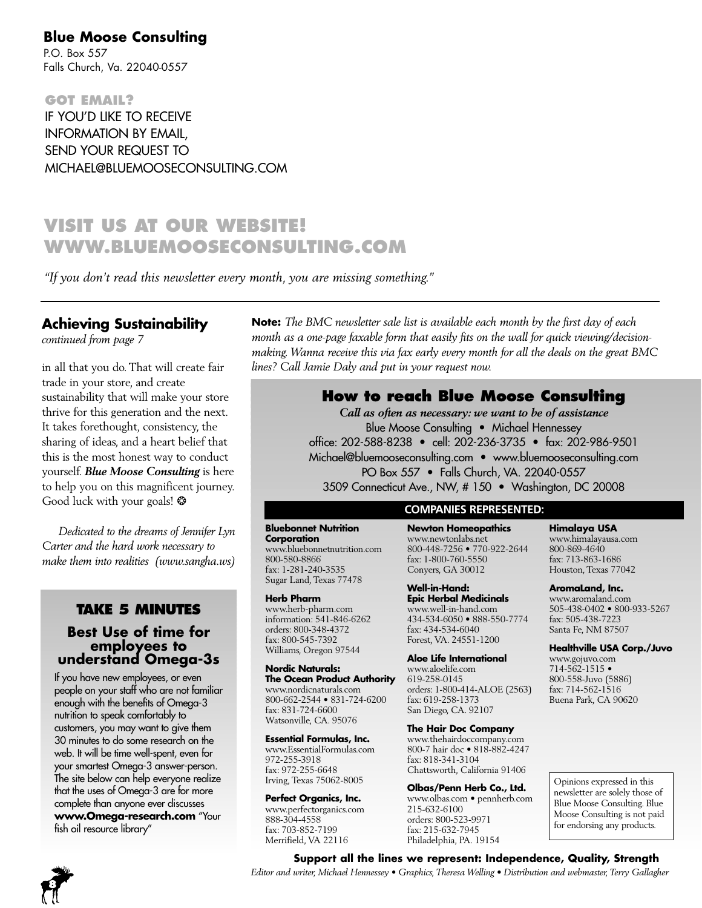**Blue Moose Consulting**
P.O. Box 557
Falls Church, Va. 22040-0557

**GOT EMAIL?**
IF YOU'D LIKE TO RECEIVE INFORMATION BY EMAIL, SEND YOUR REQUEST TO MICHAEL@BLUEMOOSECONSULTING.COM

## VISIT US AT OUR WEBSITE! WWW.BLUEMOOSECONSULTING.COM

*"If you don't read this newsletter every month, you are missing something."*

## Achieving Sustainability

*continued from page 7*

in all that you do. That will create fair trade in your store, and create sustainability that will make your store thrive for this generation and the next. It takes forethought, consistency, the sharing of ideas, and a heart belief that this is the most honest way to conduct yourself. ***Blue Moose Consulting*** is here to help you on this magnificent journey. Good luck with your goals! ❂

*Dedicated to the dreams of Jennifer Lyn Carter and the hard work necessary to make them into realities (www.sangha.ws)*

### TAKE 5 MINUTES

#### Best Use of time for employees to understand Omega-3s

If you have new employees, or even people on your staff who are not familiar enough with the benefits of Omega-3 nutrition to speak comfortably to customers, you may want to give them 30 minutes to do some research on the web. It will be time well-spent, even for your smartest Omega-3 answer-person. The site below can help everyone realize that the uses of Omega-3 are for more complete than anyone ever discusses **www.Omega-research.com** "Your fish oil resource library"

**Note:** *The BMC newsletter sale list is available each month by the first day of each month as a one-page faxable form that easily fits on the wall for quick viewing/decision-making. Wanna receive this via fax early every month for all the deals on the great BMC lines? Call Jamie Daly and put in your request now.*

## How to reach Blue Moose Consulting

***Call as often as necessary: we want to be of assistance***

Blue Moose Consulting • Michael Hennessey
office: 202-588-8238 • cell: 202-236-3735 • fax: 202-986-9501
Michael@bluemooseconsulting.com • www.bluemooseconsulting.com
PO Box 557 • Falls Church, VA. 22040-0557
3509 Connecticut Ave., NW, # 150 • Washington, DC 20008

### COMPANIES REPRESENTED:

**Bluebonnet Nutrition Corporation**
www.bluebonnetnutrition.com
800-580-8866
fax: 1-281-240-3535
Sugar Land, Texas 77478

**Herb Pharm**
www.herb-pharm.com
information: 541-846-6262
orders: 800-348-4372
fax: 800-545-7392
Williams, Oregon 97544

**Nordic Naturals: The Ocean Product Authority**
www.nordicnaturals.com
800-662-2544 • 831-724-6200
fax: 831-724-6600
Watsonville, CA. 95076

**Essential Formulas, Inc.**
www.EssentialFormulas.com
972-255-3918
fax: 972-255-6648
Irving, Texas 75062-8005

**Perfect Organics, Inc.**
www.perfectorganics.com
888-304-4558
fax: 703-852-7199
Merrifield, VA 22116

**Newton Homeopathics**
www.newtonlabs.net
800-448-7256 • 770-922-2644
fax: 1-800-760-5550
Conyers, GA 30012

**Well-in-Hand: Epic Herbal Medicinals**
www.well-in-hand.com
434-534-6050 • 888-550-7774
fax: 434-534-6040
Forest, VA. 24551-1200

**Aloe Life International**
www.aloelife.com
619-258-0145
orders: 1-800-414-ALOE (2563)
fax: 619-258-1373
San Diego, CA. 92107

**The Hair Doc Company**
www.thehairdoccompany.com
800-7 hair doc • 818-882-4247
fax: 818-341-3104
Chattsworth, California 91406

**Olbas/Penn Herb Co., Ltd.**
www.olbas.com • pennherb.com
215-632-6100
orders: 800-523-9971
fax: 215-632-7945
Philadelphia, PA. 19154

**Himalaya USA**
www.himalayausa.com
800-869-4640
fax: 713-863-1686
Houston, Texas 77042

**AromaLand, Inc.**
www.aromaland.com
505-438-0402 • 800-933-5267
fax: 505-438-7223
Santa Fe, NM 87507

**Healthville USA Corp./Juvo**
www.gojuvo.com
714-562-1515 •
800-558-Juvo (5886)
fax: 714-562-1516
Buena Park, CA 90620

Opinions expressed in this newsletter are solely those of Blue Moose Consulting. Blue Moose Consulting is not paid for endorsing any products.

**Support all the lines we represent: Independence, Quality, Strength**

*Editor and writer, Michael Hennessey • Graphics, Theresa Welling • Distribution and webmaster, Terry Gallagher*